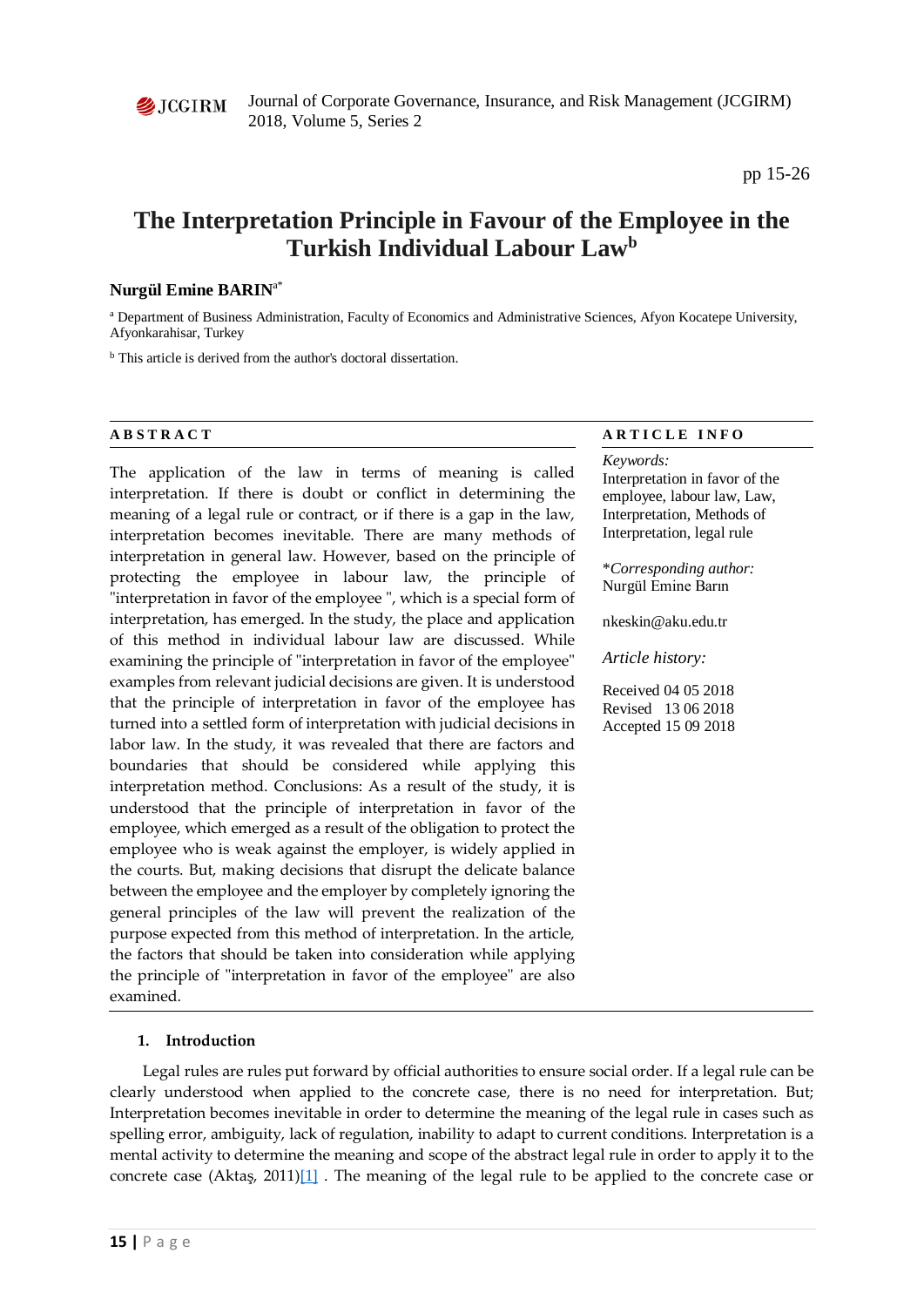# The Interpretation Principle in Favour of the Employee in the Turkish Individual Labour Law[b]

**Nurgül Emine BARIN**[a*]

[a] Department of Business Administration, Faculty of Economics and Administrative Sciences, Afyon Kocatepe University, Afyonkarahisar, Turkey

[b] This article is derived from the author's doctoral dissertation.

## ABSTRACT

The application of the law in terms of meaning is called interpretation. If there is doubt or conflict in determining the meaning of a legal rule or contract, or if there is a gap in the law, interpretation becomes inevitable. There are many methods of interpretation in general law. However, based on the principle of protecting the employee in labour law, the principle of "interpretation in favor of the employee ", which is a special form of interpretation, has emerged. In the study, the place and application of this method in individual labour law are discussed. While examining the principle of "interpretation in favor of the employee" examples from relevant judicial decisions are given. It is understood that the principle of interpretation in favor of the employee has turned into a settled form of interpretation with judicial decisions in labor law. In the study, it was revealed that there are factors and boundaries that should be considered while applying this interpretation method. Conclusions: As a result of the study, it is understood that the principle of interpretation in favor of the employee, which emerged as a result of the obligation to protect the employee who is weak against the employer, is widely applied in the courts. But, making decisions that disrupt the delicate balance between the employee and the employer by completely ignoring the general principles of the law will prevent the realization of the purpose expected from this method of interpretation. In the article, the factors that should be taken into consideration while applying the principle of "interpretation in favor of the employee" are also examined.

## ARTICLE INFO

*Keywords:*
Interpretation in favor of the employee, labour law, Law, Interpretation, Methods of Interpretation, legal rule

\**Corresponding author:*
Nurgül Emine Barın

nkeskin@aku.edu.tr

*Article history:*

Received 04 05 2018
Revised 13 06 2018
Accepted 15 09 2018

## 1. Introduction

Legal rules are rules put forward by official authorities to ensure social order. If a legal rule can be clearly understood when applied to the concrete case, there is no need for interpretation. But; Interpretation becomes inevitable in order to determine the meaning of the legal rule in cases such as spelling error, ambiguity, lack of regulation, inability to adapt to current conditions. Interpretation is a mental activity to determine the meaning and scope of the abstract legal rule in order to apply it to the concrete case (Aktaş, 2011)[1] . The meaning of the legal rule to be applied to the concrete case or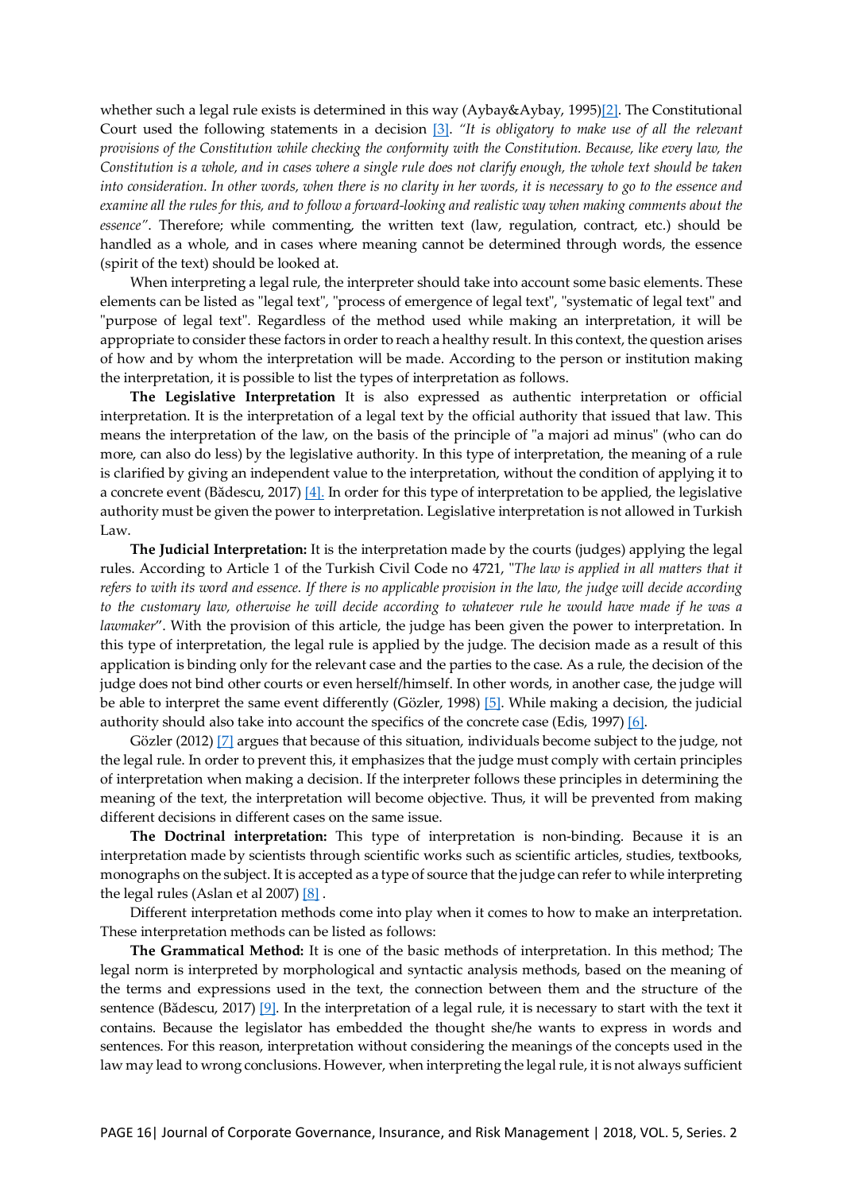whether such a legal rule exists is determined in this way (Aybay&Aybay, 1995)[2]. The Constitutional Court used the following statements in a decision [3]. *"It is obligatory to make use of all the relevant provisions of the Constitution while checking the conformity with the Constitution. Because, like every law, the Constitution is a whole, and in cases where a single rule does not clarify enough, the whole text should be taken into consideration. In other words, when there is no clarity in her words, it is necessary to go to the essence and examine all the rules for this, and to follow a forward-looking and realistic way when making comments about the essence"*. Therefore; while commenting, the written text (law, regulation, contract, etc.) should be handled as a whole, and in cases where meaning cannot be determined through words, the essence (spirit of the text) should be looked at.

When interpreting a legal rule, the interpreter should take into account some basic elements. These elements can be listed as "legal text", "process of emergence of legal text", "systematic of legal text" and "purpose of legal text". Regardless of the method used while making an interpretation, it will be appropriate to consider these factors in order to reach a healthy result. In this context, the question arises of how and by whom the interpretation will be made. According to the person or institution making the interpretation, it is possible to list the types of interpretation as follows.

**The Legislative Interpretation** It is also expressed as authentic interpretation or official interpretation. It is the interpretation of a legal text by the official authority that issued that law. This means the interpretation of the law, on the basis of the principle of "a majori ad minus" (who can do more, can also do less) by the legislative authority. In this type of interpretation, the meaning of a rule is clarified by giving an independent value to the interpretation, without the condition of applying it to a concrete event (Bădescu, 2017) [4]. In order for this type of interpretation to be applied, the legislative authority must be given the power to interpretation. Legislative interpretation is not allowed in Turkish Law.

**The Judicial Interpretation:** It is the interpretation made by the courts (judges) applying the legal rules. According to Article 1 of the Turkish Civil Code no 4721, "*The law is applied in all matters that it refers to with its word and essence. If there is no applicable provision in the law, the judge will decide according to the customary law, otherwise he will decide according to whatever rule he would have made if he was a lawmaker*". With the provision of this article, the judge has been given the power to interpretation. In this type of interpretation, the legal rule is applied by the judge. The decision made as a result of this application is binding only for the relevant case and the parties to the case. As a rule, the decision of the judge does not bind other courts or even herself/himself. In other words, in another case, the judge will be able to interpret the same event differently (Gözler, 1998) [5]. While making a decision, the judicial authority should also take into account the specifics of the concrete case (Edis, 1997) [6].

Gözler (2012) [7] argues that because of this situation, individuals become subject to the judge, not the legal rule. In order to prevent this, it emphasizes that the judge must comply with certain principles of interpretation when making a decision. If the interpreter follows these principles in determining the meaning of the text, the interpretation will become objective. Thus, it will be prevented from making different decisions in different cases on the same issue.

**The Doctrinal interpretation:** This type of interpretation is non-binding. Because it is an interpretation made by scientists through scientific works such as scientific articles, studies, textbooks, monographs on the subject. It is accepted as a type of source that the judge can refer to while interpreting the legal rules (Aslan et al 2007) [8] .

Different interpretation methods come into play when it comes to how to make an interpretation. These interpretation methods can be listed as follows:

**The Grammatical Method:** It is one of the basic methods of interpretation. In this method; The legal norm is interpreted by morphological and syntactic analysis methods, based on the meaning of the terms and expressions used in the text, the connection between them and the structure of the sentence (Bădescu, 2017) [9]. In the interpretation of a legal rule, it is necessary to start with the text it contains. Because the legislator has embedded the thought she/he wants to express in words and sentences. For this reason, interpretation without considering the meanings of the concepts used in the law may lead to wrong conclusions. However, when interpreting the legal rule, it is not always sufficient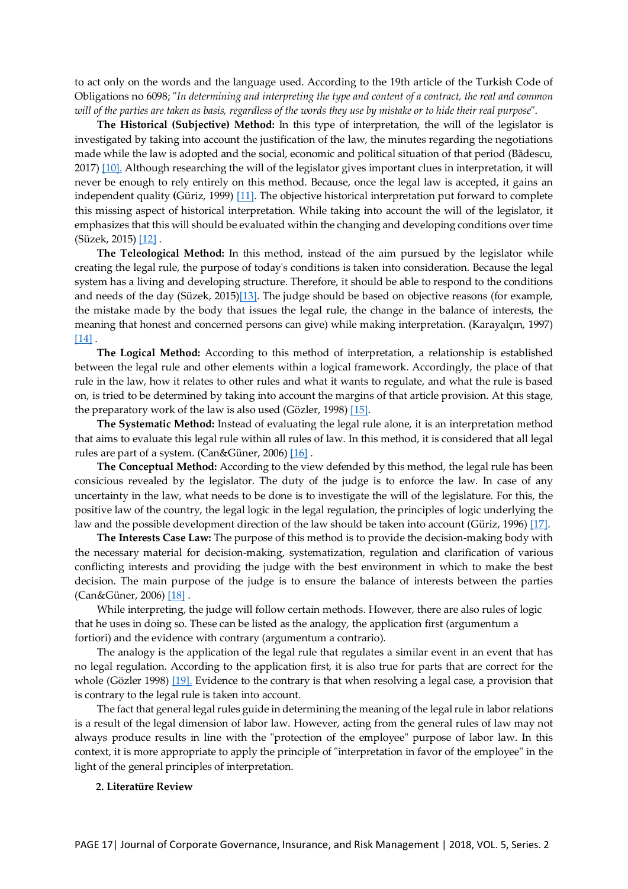to act only on the words and the language used. According to the 19th article of the Turkish Code of Obligations no 6098; "*In determining and interpreting the type and content of a contract, the real and common will of the parties are taken as basis, regardless of the words they use by mistake or to hide their real purpose*".

**The Historical (Subjective) Method:** In this type of interpretation, the will of the legislator is investigated by taking into account the justification of the law, the minutes regarding the negotiations made while the law is adopted and the social, economic and political situation of that period (Bădescu, 2017) [10]. Although researching the will of the legislator gives important clues in interpretation, it will never be enough to rely entirely on this method. Because, once the legal law is accepted, it gains an independent quality (Güriz, 1999) [11]. The objective historical interpretation put forward to complete this missing aspect of historical interpretation. While taking into account the will of the legislator, it emphasizes that this will should be evaluated within the changing and developing conditions over time (Süzek, 2015) [12] .

**The Teleological Method:** In this method, instead of the aim pursued by the legislator while creating the legal rule, the purpose of today's conditions is taken into consideration. Because the legal system has a living and developing structure. Therefore, it should be able to respond to the conditions and needs of the day (Süzek, 2015)[13]. The judge should be based on objective reasons (for example, the mistake made by the body that issues the legal rule, the change in the balance of interests, the meaning that honest and concerned persons can give) while making interpretation. (Karayalçın, 1997) [14] .

**The Logical Method:** According to this method of interpretation, a relationship is established between the legal rule and other elements within a logical framework. Accordingly, the place of that rule in the law, how it relates to other rules and what it wants to regulate, and what the rule is based on, is tried to be determined by taking into account the margins of that article provision. At this stage, the preparatory work of the law is also used (Gözler, 1998) [15].

**The Systematic Method:** Instead of evaluating the legal rule alone, it is an interpretation method that aims to evaluate this legal rule within all rules of law. In this method, it is considered that all legal rules are part of a system. (Can&Güner, 2006) [16] .

**The Conceptual Method:** According to the view defended by this method, the legal rule has been consicious revealed by the legislator. The duty of the judge is to enforce the law. In case of any uncertainty in the law, what needs to be done is to investigate the will of the legislature. For this, the positive law of the country, the legal logic in the legal regulation, the principles of logic underlying the law and the possible development direction of the law should be taken into account (Güriz, 1996) [17].

**The Interests Case Law:** The purpose of this method is to provide the decision-making body with the necessary material for decision-making, systematization, regulation and clarification of various conflicting interests and providing the judge with the best environment in which to make the best decision. The main purpose of the judge is to ensure the balance of interests between the parties (Can&Güner, 2006) [18] .

While interpreting, the judge will follow certain methods. However, there are also rules of logic that he uses in doing so. These can be listed as the analogy, the application first (argumentum a fortiori) and the evidence with contrary (argumentum a contrario).

The analogy is the application of the legal rule that regulates a similar event in an event that has no legal regulation. According to the application first, it is also true for parts that are correct for the whole (Gözler 1998) [19]. Evidence to the contrary is that when resolving a legal case, a provision that is contrary to the legal rule is taken into account.

The fact that general legal rules guide in determining the meaning of the legal rule in labor relations is a result of the legal dimension of labor law. However, acting from the general rules of law may not always produce results in line with the "protection of the employee" purpose of labor law. In this context, it is more appropriate to apply the principle of "interpretation in favor of the employee" in the light of the general principles of interpretation.

## 2. Literatüre Review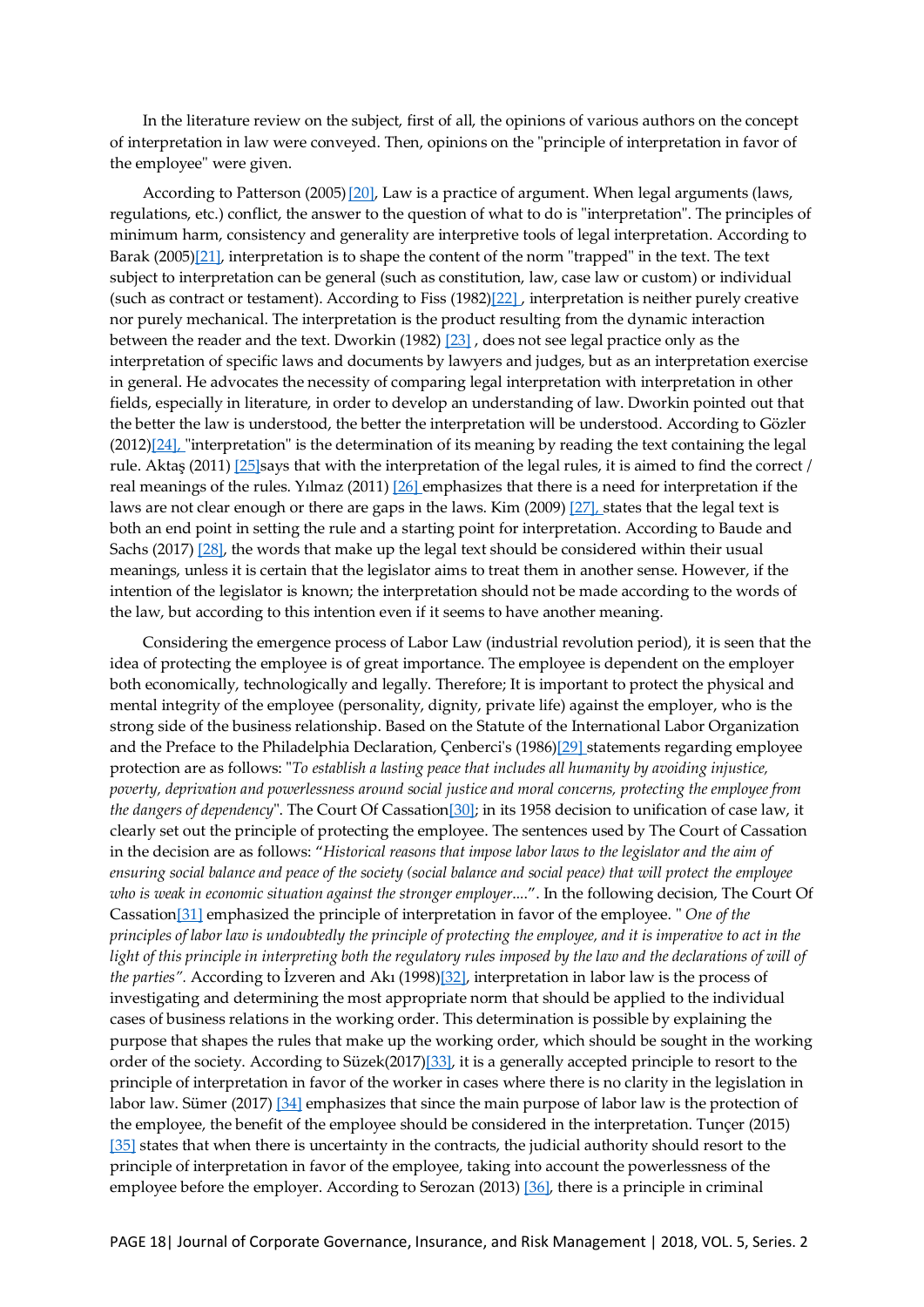In the literature review on the subject, first of all, the opinions of various authors on the concept of interpretation in law were conveyed. Then, opinions on the "principle of interpretation in favor of the employee" were given.

According to Patterson (2005) [20], Law is a practice of argument. When legal arguments (laws, regulations, etc.) conflict, the answer to the question of what to do is "interpretation". The principles of minimum harm, consistency and generality are interpretive tools of legal interpretation. According to Barak (2005)[21], interpretation is to shape the content of the norm "trapped" in the text. The text subject to interpretation can be general (such as constitution, law, case law or custom) or individual (such as contract or testament). According to Fiss (1982)[22] , interpretation is neither purely creative nor purely mechanical. The interpretation is the product resulting from the dynamic interaction between the reader and the text. Dworkin (1982) [23] , does not see legal practice only as the interpretation of specific laws and documents by lawyers and judges, but as an interpretation exercise in general. He advocates the necessity of comparing legal interpretation with interpretation in other fields, especially in literature, in order to develop an understanding of law. Dworkin pointed out that the better the law is understood, the better the interpretation will be understood. According to Gözler (2012)[24], "interpretation" is the determination of its meaning by reading the text containing the legal rule. Aktaş (2011) [25]says that with the interpretation of the legal rules, it is aimed to find the correct / real meanings of the rules. Yılmaz (2011) [26] emphasizes that there is a need for interpretation if the laws are not clear enough or there are gaps in the laws. Kim (2009) [27], states that the legal text is both an end point in setting the rule and a starting point for interpretation. According to Baude and Sachs (2017) [28], the words that make up the legal text should be considered within their usual meanings, unless it is certain that the legislator aims to treat them in another sense. However, if the intention of the legislator is known; the interpretation should not be made according to the words of the law, but according to this intention even if it seems to have another meaning.

Considering the emergence process of Labor Law (industrial revolution period), it is seen that the idea of protecting the employee is of great importance. The employee is dependent on the employer both economically, technologically and legally. Therefore; It is important to protect the physical and mental integrity of the employee (personality, dignity, private life) against the employer, who is the strong side of the business relationship. Based on the Statute of the International Labor Organization and the Preface to the Philadelphia Declaration, Çenberci's (1986)[29] statements regarding employee protection are as follows: "*To establish a lasting peace that includes all humanity by avoiding injustice, poverty, deprivation and powerlessness around social justice and moral concerns, protecting the employee from the dangers of dependency*". The Court Of Cassation[30]; in its 1958 decision to unification of case law, it clearly set out the principle of protecting the employee. The sentences used by The Court of Cassation in the decision are as follows: "*Historical reasons that impose labor laws to the legislator and the aim of ensuring social balance and peace of the society (social balance and social peace) that will protect the employee who is weak in economic situation against the stronger employer....*". In the following decision, The Court Of Cassation[31] emphasized the principle of interpretation in favor of the employee. " *One of the principles of labor law is undoubtedly the principle of protecting the employee, and it is imperative to act in the light of this principle in interpreting both the regulatory rules imposed by the law and the declarations of will of the parties".* According to İzveren and Akı (1998)[32], interpretation in labor law is the process of investigating and determining the most appropriate norm that should be applied to the individual cases of business relations in the working order. This determination is possible by explaining the purpose that shapes the rules that make up the working order, which should be sought in the working order of the society. According to Süzek(2017)[33], it is a generally accepted principle to resort to the principle of interpretation in favor of the worker in cases where there is no clarity in the legislation in labor law. Sümer (2017) [34] emphasizes that since the main purpose of labor law is the protection of the employee, the benefit of the employee should be considered in the interpretation. Tunçer (2015) [35] states that when there is uncertainty in the contracts, the judicial authority should resort to the principle of interpretation in favor of the employee, taking into account the powerlessness of the employee before the employer. According to Serozan (2013) [36], there is a principle in criminal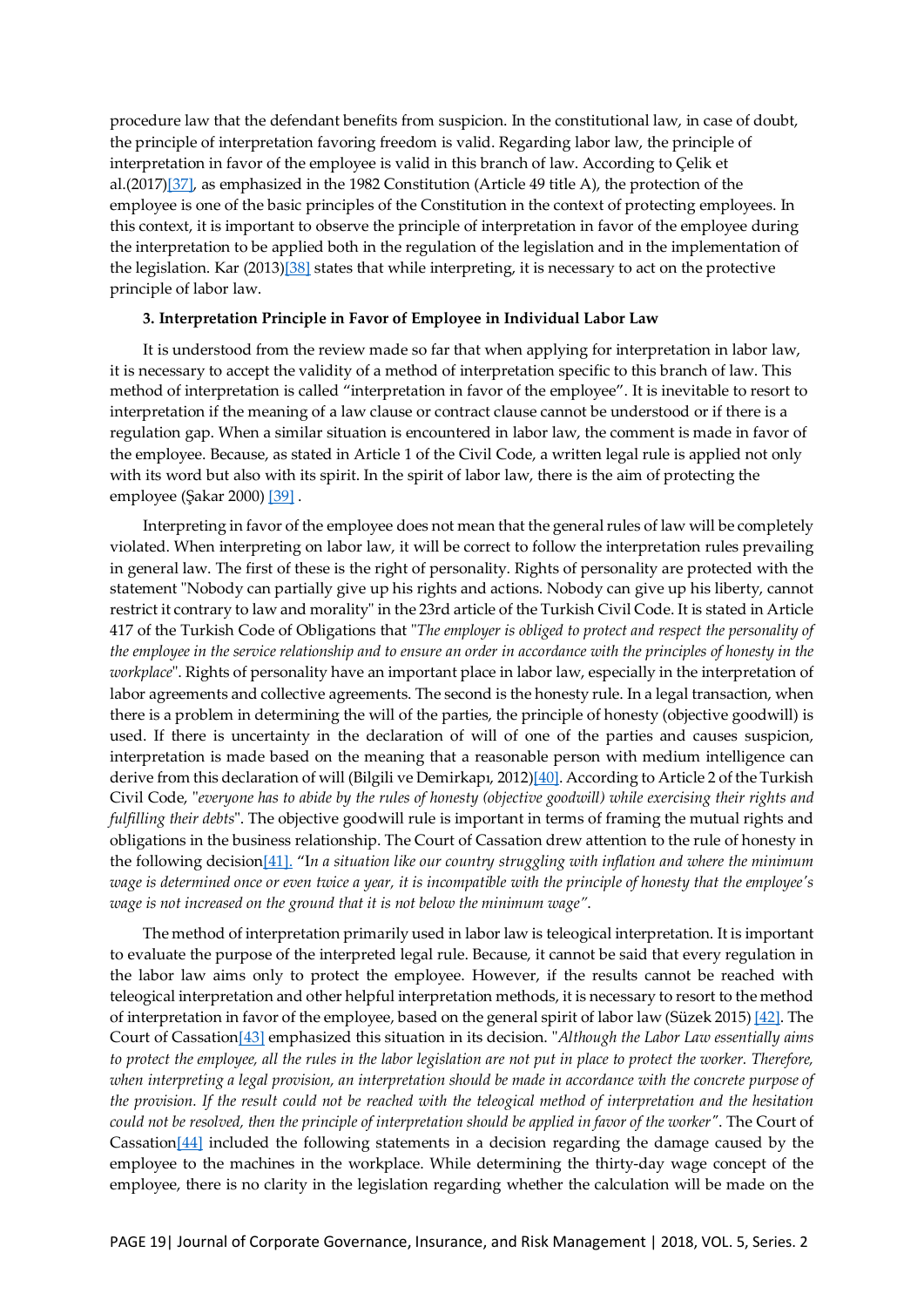procedure law that the defendant benefits from suspicion. In the constitutional law, in case of doubt, the principle of interpretation favoring freedom is valid. Regarding labor law, the principle of interpretation in favor of the employee is valid in this branch of law. According to Çelik et al.(2017)[37], as emphasized in the 1982 Constitution (Article 49 title A), the protection of the employee is one of the basic principles of the Constitution in the context of protecting employees. In this context, it is important to observe the principle of interpretation in favor of the employee during the interpretation to be applied both in the regulation of the legislation and in the implementation of the legislation. Kar (2013)[38] states that while interpreting, it is necessary to act on the protective principle of labor law.

### 3. Interpretation Principle in Favor of Employee in Individual Labor Law

It is understood from the review made so far that when applying for interpretation in labor law, it is necessary to accept the validity of a method of interpretation specific to this branch of law. This method of interpretation is called "interpretation in favor of the employee". It is inevitable to resort to interpretation if the meaning of a law clause or contract clause cannot be understood or if there is a regulation gap. When a similar situation is encountered in labor law, the comment is made in favor of the employee. Because, as stated in Article 1 of the Civil Code, a written legal rule is applied not only with its word but also with its spirit. In the spirit of labor law, there is the aim of protecting the employee (Şakar 2000) [39] .

Interpreting in favor of the employee does not mean that the general rules of law will be completely violated. When interpreting on labor law, it will be correct to follow the interpretation rules prevailing in general law. The first of these is the right of personality. Rights of personality are protected with the statement "Nobody can partially give up his rights and actions. Nobody can give up his liberty, cannot restrict it contrary to law and morality" in the 23rd article of the Turkish Civil Code. It is stated in Article 417 of the Turkish Code of Obligations that "*The employer is obliged to protect and respect the personality of the employee in the service relationship and to ensure an order in accordance with the principles of honesty in the workplace*". Rights of personality have an important place in labor law, especially in the interpretation of labor agreements and collective agreements. The second is the honesty rule. In a legal transaction, when there is a problem in determining the will of the parties, the principle of honesty (objective goodwill) is used. If there is uncertainty in the declaration of will of one of the parties and causes suspicion, interpretation is made based on the meaning that a reasonable person with medium intelligence can derive from this declaration of will (Bilgili ve Demirkapı, 2012)[40]. According to Article 2 of the Turkish Civil Code, "*everyone has to abide by the rules of honesty (objective goodwill) while exercising their rights and fulfilling their debts*". The objective goodwill rule is important in terms of framing the mutual rights and obligations in the business relationship. The Court of Cassation drew attention to the rule of honesty in the following decision[41]. "I*n a situation like our country struggling with inflation and where the minimum wage is determined once or even twice a year, it is incompatible with the principle of honesty that the employee's wage is not increased on the ground that it is not below the minimum wage*".

The method of interpretation primarily used in labor law is teleogical interpretation. It is important to evaluate the purpose of the interpreted legal rule. Because, it cannot be said that every regulation in the labor law aims only to protect the employee. However, if the results cannot be reached with teleogical interpretation and other helpful interpretation methods, it is necessary to resort to the method of interpretation in favor of the employee, based on the general spirit of labor law (Süzek 2015) [42]. The Court of Cassation[43] emphasized this situation in its decision. "*Although the Labor Law essentially aims to protect the employee, all the rules in the labor legislation are not put in place to protect the worker. Therefore, when interpreting a legal provision, an interpretation should be made in accordance with the concrete purpose of the provision. If the result could not be reached with the teleogical method of interpretation and the hesitation could not be resolved, then the principle of interpretation should be applied in favor of the worker*". The Court of Cassation[44] included the following statements in a decision regarding the damage caused by the employee to the machines in the workplace. While determining the thirty-day wage concept of the employee, there is no clarity in the legislation regarding whether the calculation will be made on the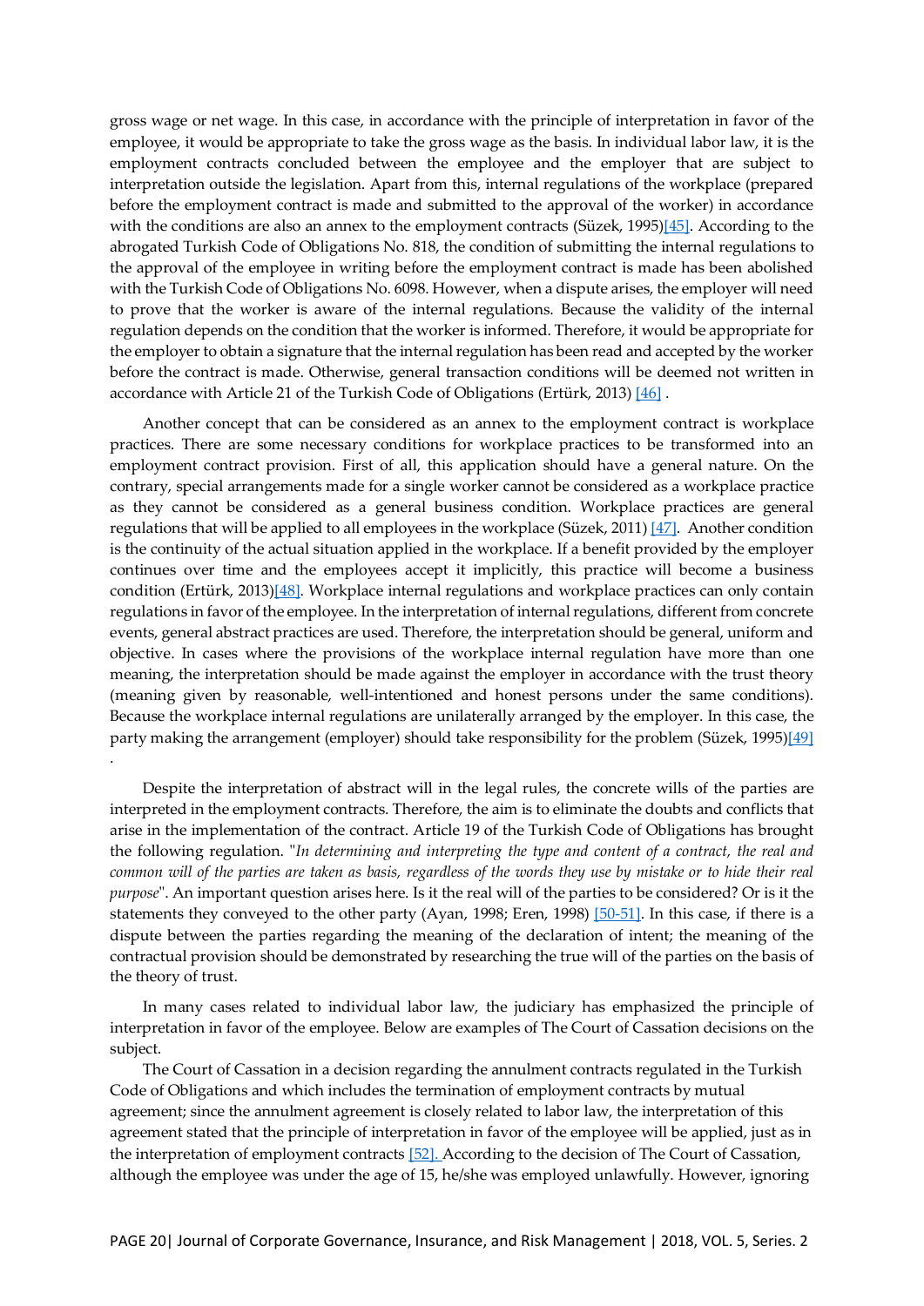gross wage or net wage. In this case, in accordance with the principle of interpretation in favor of the employee, it would be appropriate to take the gross wage as the basis. In individual labor law, it is the employment contracts concluded between the employee and the employer that are subject to interpretation outside the legislation. Apart from this, internal regulations of the workplace (prepared before the employment contract is made and submitted to the approval of the worker) in accordance with the conditions are also an annex to the employment contracts (Süzek, 1995)[45]. According to the abrogated Turkish Code of Obligations No. 818, the condition of submitting the internal regulations to the approval of the employee in writing before the employment contract is made has been abolished with the Turkish Code of Obligations No. 6098. However, when a dispute arises, the employer will need to prove that the worker is aware of the internal regulations. Because the validity of the internal regulation depends on the condition that the worker is informed. Therefore, it would be appropriate for the employer to obtain a signature that the internal regulation has been read and accepted by the worker before the contract is made. Otherwise, general transaction conditions will be deemed not written in accordance with Article 21 of the Turkish Code of Obligations (Ertürk, 2013) [46] .

Another concept that can be considered as an annex to the employment contract is workplace practices. There are some necessary conditions for workplace practices to be transformed into an employment contract provision. First of all, this application should have a general nature. On the contrary, special arrangements made for a single worker cannot be considered as a workplace practice as they cannot be considered as a general business condition. Workplace practices are general regulations that will be applied to all employees in the workplace (Süzek, 2011) [47]. Another condition is the continuity of the actual situation applied in the workplace. If a benefit provided by the employer continues over time and the employees accept it implicitly, this practice will become a business condition (Ertürk, 2013)[48]. Workplace internal regulations and workplace practices can only contain regulations in favor of the employee. In the interpretation of internal regulations, different from concrete events, general abstract practices are used. Therefore, the interpretation should be general, uniform and objective. In cases where the provisions of the workplace internal regulation have more than one meaning, the interpretation should be made against the employer in accordance with the trust theory (meaning given by reasonable, well-intentioned and honest persons under the same conditions). Because the workplace internal regulations are unilaterally arranged by the employer. In this case, the party making the arrangement (employer) should take responsibility for the problem (Süzek, 1995)[49] .

Despite the interpretation of abstract will in the legal rules, the concrete wills of the parties are interpreted in the employment contracts. Therefore, the aim is to eliminate the doubts and conflicts that arise in the implementation of the contract. Article 19 of the Turkish Code of Obligations has brought the following regulation. "*In determining and interpreting the type and content of a contract, the real and common will of the parties are taken as basis, regardless of the words they use by mistake or to hide their real purpose*". An important question arises here. Is it the real will of the parties to be considered? Or is it the statements they conveyed to the other party (Ayan, 1998; Eren, 1998) [50-51]. In this case, if there is a dispute between the parties regarding the meaning of the declaration of intent; the meaning of the contractual provision should be demonstrated by researching the true will of the parties on the basis of the theory of trust.

In many cases related to individual labor law, the judiciary has emphasized the principle of interpretation in favor of the employee. Below are examples of The Court of Cassation decisions on the subject.

The Court of Cassation in a decision regarding the annulment contracts regulated in the Turkish Code of Obligations and which includes the termination of employment contracts by mutual agreement; since the annulment agreement is closely related to labor law, the interpretation of this agreement stated that the principle of interpretation in favor of the employee will be applied, just as in the interpretation of employment contracts [52]. According to the decision of The Court of Cassation, although the employee was under the age of 15, he/she was employed unlawfully. However, ignoring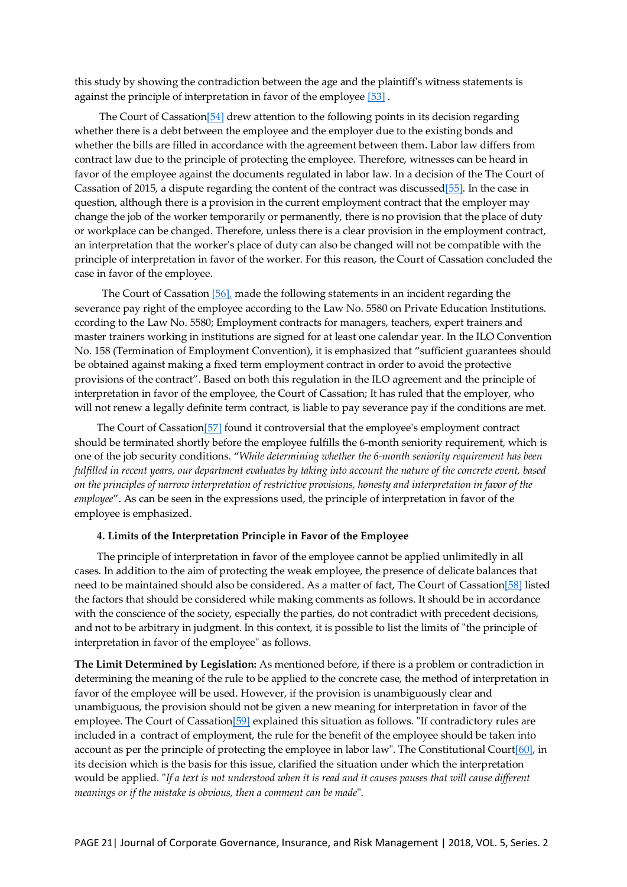this study by showing the contradiction between the age and the plaintiff's witness statements is against the principle of interpretation in favor of the employee [53] .

The Court of Cassation[54] drew attention to the following points in its decision regarding whether there is a debt between the employee and the employer due to the existing bonds and whether the bills are filled in accordance with the agreement between them. Labor law differs from contract law due to the principle of protecting the employee. Therefore, witnesses can be heard in favor of the employee against the documents regulated in labor law. In a decision of the The Court of Cassation of 2015, a dispute regarding the content of the contract was discussed[55]. In the case in question, although there is a provision in the current employment contract that the employer may change the job of the worker temporarily or permanently, there is no provision that the place of duty or workplace can be changed. Therefore, unless there is a clear provision in the employment contract, an interpretation that the worker's place of duty can also be changed will not be compatible with the principle of interpretation in favor of the worker. For this reason, the Court of Cassation concluded the case in favor of the employee.

The Court of Cassation [56], made the following statements in an incident regarding the severance pay right of the employee according to the Law No. 5580 on Private Education Institutions. ccording to the Law No. 5580; Employment contracts for managers, teachers, expert trainers and master trainers working in institutions are signed for at least one calendar year. In the ILO Convention No. 158 (Termination of Employment Convention), it is emphasized that "sufficient guarantees should be obtained against making a fixed term employment contract in order to avoid the protective provisions of the contract". Based on both this regulation in the ILO agreement and the principle of interpretation in favor of the employee, the Court of Cassation; It has ruled that the employer, who will not renew a legally definite term contract, is liable to pay severance pay if the conditions are met.

The Court of Cassation[57] found it controversial that the employee's employment contract should be terminated shortly before the employee fulfills the 6-month seniority requirement, which is one of the job security conditions. "*While determining whether the 6-month seniority requirement has been fulfilled in recent years, our department evaluates by taking into account the nature of the concrete event, based on the principles of narrow interpretation of restrictive provisions, honesty and interpretation in favor of the employee*". As can be seen in the expressions used, the principle of interpretation in favor of the employee is emphasized.

#### 4. Limits of the Interpretation Principle in Favor of the Employee

The principle of interpretation in favor of the employee cannot be applied unlimitedly in all cases. In addition to the aim of protecting the weak employee, the presence of delicate balances that need to be maintained should also be considered. As a matter of fact, The Court of Cassation[58] listed the factors that should be considered while making comments as follows. It should be in accordance with the conscience of the society, especially the parties, do not contradict with precedent decisions, and not to be arbitrary in judgment. In this context, it is possible to list the limits of "the principle of interpretation in favor of the employee" as follows.

**The Limit Determined by Legislation:** As mentioned before, if there is a problem or contradiction in determining the meaning of the rule to be applied to the concrete case, the method of interpretation in favor of the employee will be used. However, if the provision is unambiguously clear and unambiguous, the provision should not be given a new meaning for interpretation in favor of the employee. The Court of Cassation[59] explained this situation as follows. "If contradictory rules are included in a contract of employment, the rule for the benefit of the employee should be taken into account as per the principle of protecting the employee in labor law". The Constitutional Court[60], in its decision which is the basis for this issue, clarified the situation under which the interpretation would be applied. "*If a text is not understood when it is read and it causes pauses that will cause different meanings or if the mistake is obvious, then a comment can be made*".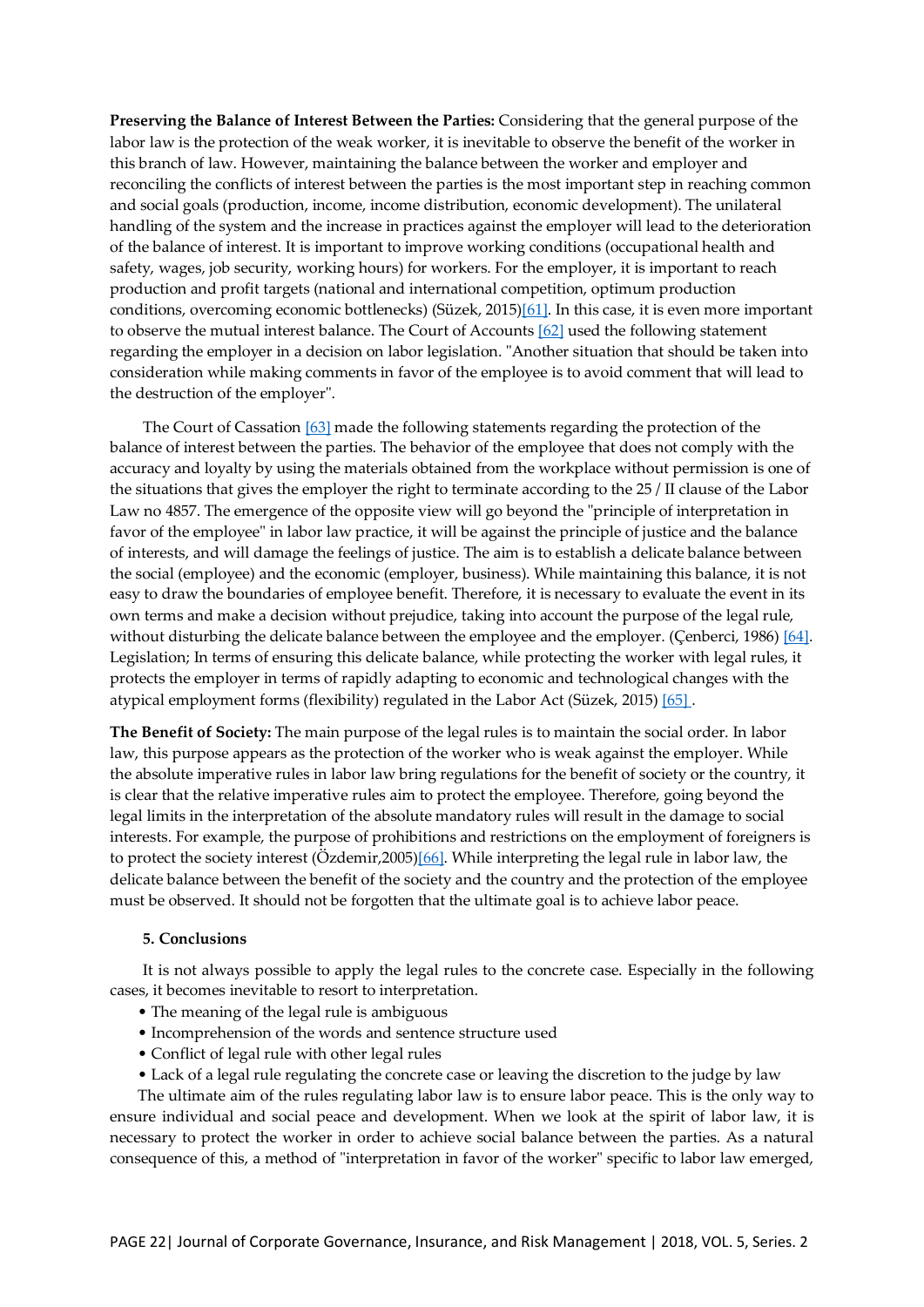**Preserving the Balance of Interest Between the Parties:** Considering that the general purpose of the labor law is the protection of the weak worker, it is inevitable to observe the benefit of the worker in this branch of law. However, maintaining the balance between the worker and employer and reconciling the conflicts of interest between the parties is the most important step in reaching common and social goals (production, income, income distribution, economic development). The unilateral handling of the system and the increase in practices against the employer will lead to the deterioration of the balance of interest. It is important to improve working conditions (occupational health and safety, wages, job security, working hours) for workers. For the employer, it is important to reach production and profit targets (national and international competition, optimum production conditions, overcoming economic bottlenecks) (Süzek, 2015)[61]. In this case, it is even more important to observe the mutual interest balance. The Court of Accounts [62] used the following statement regarding the employer in a decision on labor legislation. "Another situation that should be taken into consideration while making comments in favor of the employee is to avoid comment that will lead to the destruction of the employer".

The Court of Cassation [63] made the following statements regarding the protection of the balance of interest between the parties. The behavior of the employee that does not comply with the accuracy and loyalty by using the materials obtained from the workplace without permission is one of the situations that gives the employer the right to terminate according to the 25 / II clause of the Labor Law no 4857. The emergence of the opposite view will go beyond the "principle of interpretation in favor of the employee" in labor law practice, it will be against the principle of justice and the balance of interests, and will damage the feelings of justice. The aim is to establish a delicate balance between the social (employee) and the economic (employer, business). While maintaining this balance, it is not easy to draw the boundaries of employee benefit. Therefore, it is necessary to evaluate the event in its own terms and make a decision without prejudice, taking into account the purpose of the legal rule, without disturbing the delicate balance between the employee and the employer. (Çenberci, 1986) [64]. Legislation; In terms of ensuring this delicate balance, while protecting the worker with legal rules, it protects the employer in terms of rapidly adapting to economic and technological changes with the atypical employment forms (flexibility) regulated in the Labor Act (Süzek, 2015) [65].

**The Benefit of Society:** The main purpose of the legal rules is to maintain the social order. In labor law, this purpose appears as the protection of the worker who is weak against the employer. While the absolute imperative rules in labor law bring regulations for the benefit of society or the country, it is clear that the relative imperative rules aim to protect the employee. Therefore, going beyond the legal limits in the interpretation of the absolute mandatory rules will result in the damage to social interests. For example, the purpose of prohibitions and restrictions on the employment of foreigners is to protect the society interest (Özdemir,2005)[66]. While interpreting the legal rule in labor law, the delicate balance between the benefit of the society and the country and the protection of the employee must be observed. It should not be forgotten that the ultimate goal is to achieve labor peace.

## 5. Conclusions

It is not always possible to apply the legal rules to the concrete case. Especially in the following cases, it becomes inevitable to resort to interpretation.

- The meaning of the legal rule is ambiguous
- Incomprehension of the words and sentence structure used
- Conflict of legal rule with other legal rules
- Lack of a legal rule regulating the concrete case or leaving the discretion to the judge by law

The ultimate aim of the rules regulating labor law is to ensure labor peace. This is the only way to ensure individual and social peace and development. When we look at the spirit of labor law, it is necessary to protect the worker in order to achieve social balance between the parties. As a natural consequence of this, a method of "interpretation in favor of the worker" specific to labor law emerged,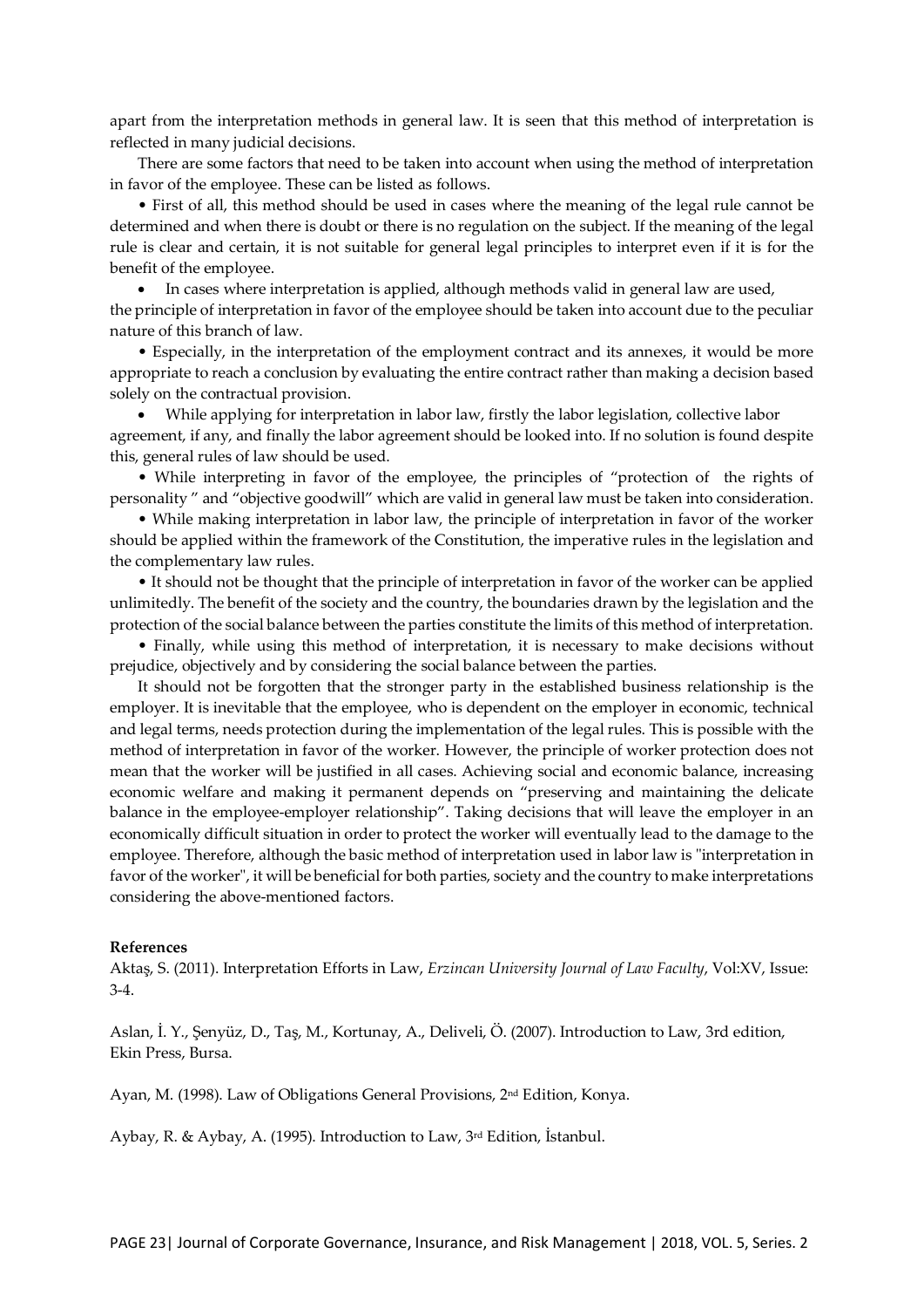apart from the interpretation methods in general law. It is seen that this method of interpretation is reflected in many judicial decisions.

There are some factors that need to be taken into account when using the method of interpretation in favor of the employee. These can be listed as follows.

- First of all, this method should be used in cases where the meaning of the legal rule cannot be determined and when there is doubt or there is no regulation on the subject. If the meaning of the legal rule is clear and certain, it is not suitable for general legal principles to interpret even if it is for the benefit of the employee.
- In cases where interpretation is applied, although methods valid in general law are used, the principle of interpretation in favor of the employee should be taken into account due to the peculiar nature of this branch of law.
- Especially, in the interpretation of the employment contract and its annexes, it would be more appropriate to reach a conclusion by evaluating the entire contract rather than making a decision based solely on the contractual provision.
- While applying for interpretation in labor law, firstly the labor legislation, collective labor agreement, if any, and finally the labor agreement should be looked into. If no solution is found despite this, general rules of law should be used.
- While interpreting in favor of the employee, the principles of "protection of the rights of personality " and "objective goodwill" which are valid in general law must be taken into consideration.
- While making interpretation in labor law, the principle of interpretation in favor of the worker should be applied within the framework of the Constitution, the imperative rules in the legislation and the complementary law rules.
- It should not be thought that the principle of interpretation in favor of the worker can be applied unlimitedly. The benefit of the society and the country, the boundaries drawn by the legislation and the protection of the social balance between the parties constitute the limits of this method of interpretation.
- Finally, while using this method of interpretation, it is necessary to make decisions without prejudice, objectively and by considering the social balance between the parties.

It should not be forgotten that the stronger party in the established business relationship is the employer. It is inevitable that the employee, who is dependent on the employer in economic, technical and legal terms, needs protection during the implementation of the legal rules. This is possible with the method of interpretation in favor of the worker. However, the principle of worker protection does not mean that the worker will be justified in all cases. Achieving social and economic balance, increasing economic welfare and making it permanent depends on "preserving and maintaining the delicate balance in the employee-employer relationship". Taking decisions that will leave the employer in an economically difficult situation in order to protect the worker will eventually lead to the damage to the employee. Therefore, although the basic method of interpretation used in labor law is "interpretation in favor of the worker", it will be beneficial for both parties, society and the country to make interpretations considering the above-mentioned factors.

**References**

Aktaş, S. (2011). Interpretation Efforts in Law, *Erzincan University Journal of Law Faculty*, Vol:XV, Issue: 3-4.

Aslan, İ. Y., Şenyüz, D., Taş, M., Kortunay, A., Deliveli, Ö. (2007). Introduction to Law, 3rd edition, Ekin Press, Bursa.

Ayan, M. (1998). Law of Obligations General Provisions, 2nd Edition, Konya.

Aybay, R. & Aybay, A. (1995). Introduction to Law, 3rd Edition, İstanbul.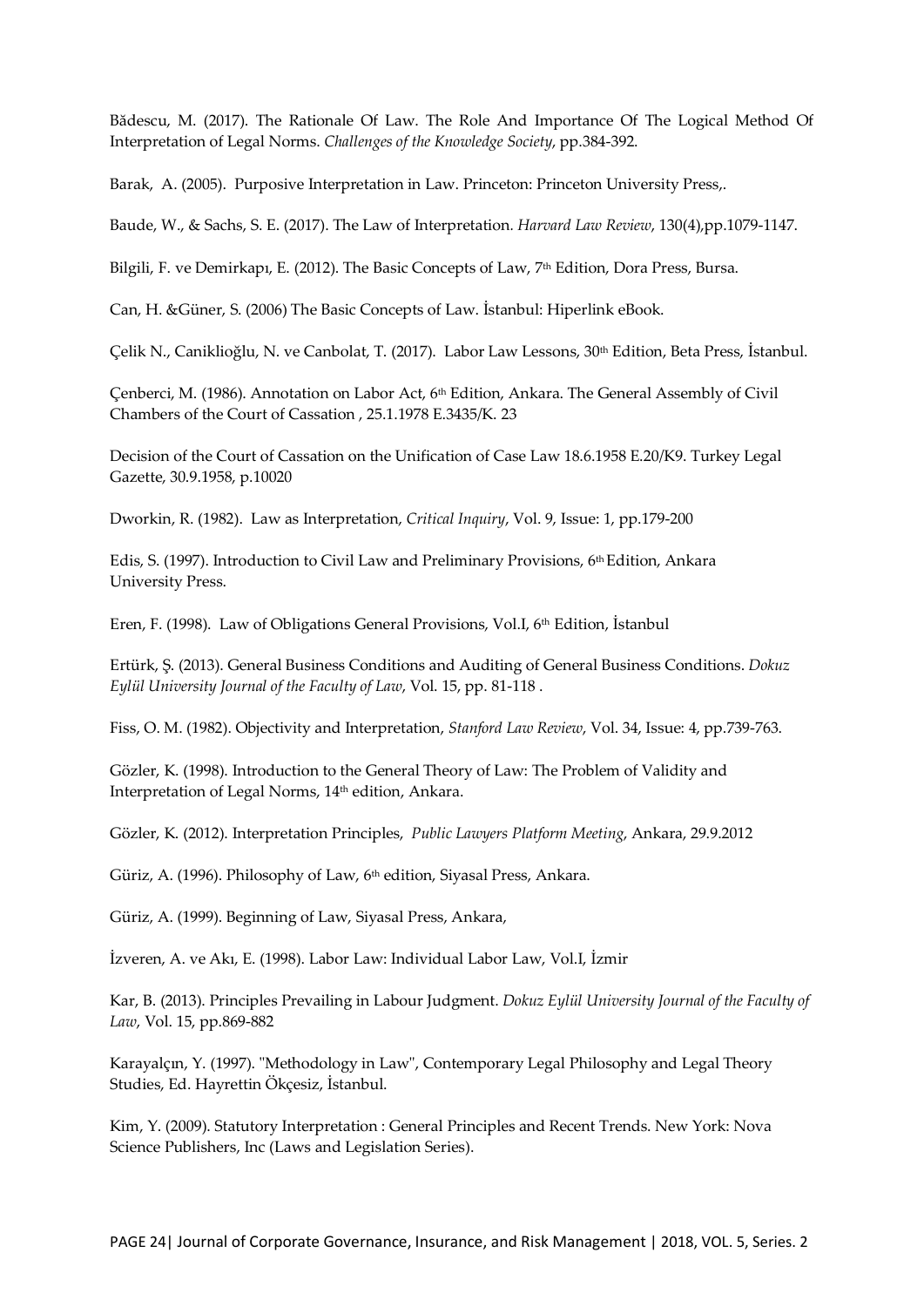Bădescu, M. (2017). The Rationale Of Law. The Role And Importance Of The Logical Method Of Interpretation of Legal Norms. *Challenges of the Knowledge Society*, pp.384-392.

Barak, A. (2005). Purposive Interpretation in Law. Princeton: Princeton University Press,.

Baude, W., & Sachs, S. E. (2017). The Law of Interpretation. *Harvard Law Review*, 130(4),pp.1079-1147.

Bilgili, F. ve Demirkapı, E. (2012). The Basic Concepts of Law, 7th Edition, Dora Press, Bursa.

Can, H. &Güner, S. (2006) The Basic Concepts of Law. İstanbul: Hiperlink eBook.

Çelik N., Caniklioğlu, N. ve Canbolat, T. (2017). Labor Law Lessons, 30th Edition, Beta Press, İstanbul.

Çenberci, M. (1986). Annotation on Labor Act, 6th Edition, Ankara. The General Assembly of Civil Chambers of the Court of Cassation , 25.1.1978 E.3435/K. 23

Decision of the Court of Cassation on the Unification of Case Law 18.6.1958 E.20/K9. Turkey Legal Gazette, 30.9.1958, p.10020

Dworkin, R. (1982). Law as Interpretation, *Critical Inquiry*, Vol. 9, Issue: 1, pp.179-200

Edis, S. (1997). Introduction to Civil Law and Preliminary Provisions, 6th Edition, Ankara University Press.

Eren, F. (1998). Law of Obligations General Provisions, Vol.I, 6th Edition, İstanbul

Ertürk, Ş. (2013). General Business Conditions and Auditing of General Business Conditions. *Dokuz Eylül University Journal of the Faculty of Law*, Vol. 15, pp. 81-118 .

Fiss, O. M. (1982). Objectivity and Interpretation, *Stanford Law Review*, Vol. 34, Issue: 4, pp.739-763.

Gözler, K. (1998). Introduction to the General Theory of Law: The Problem of Validity and Interpretation of Legal Norms, 14th edition, Ankara.

Gözler, K. (2012). Interpretation Principles, *Public Lawyers Platform Meeting*, Ankara, 29.9.2012

Güriz, A. (1996). Philosophy of Law, 6th edition, Siyasal Press, Ankara.

Güriz, A. (1999). Beginning of Law, Siyasal Press, Ankara,

İzveren, A. ve Akı, E. (1998). Labor Law: Individual Labor Law, Vol.I, İzmir

Kar, B. (2013). Principles Prevailing in Labour Judgment. *Dokuz Eylül University Journal of the Faculty of Law*, Vol. 15, pp.869-882

Karayalçın, Y. (1997). "Methodology in Law", Contemporary Legal Philosophy and Legal Theory Studies, Ed. Hayrettin Ökçesiz, İstanbul.

Kim, Y. (2009). Statutory Interpretation : General Principles and Recent Trends. New York: Nova Science Publishers, Inc (Laws and Legislation Series).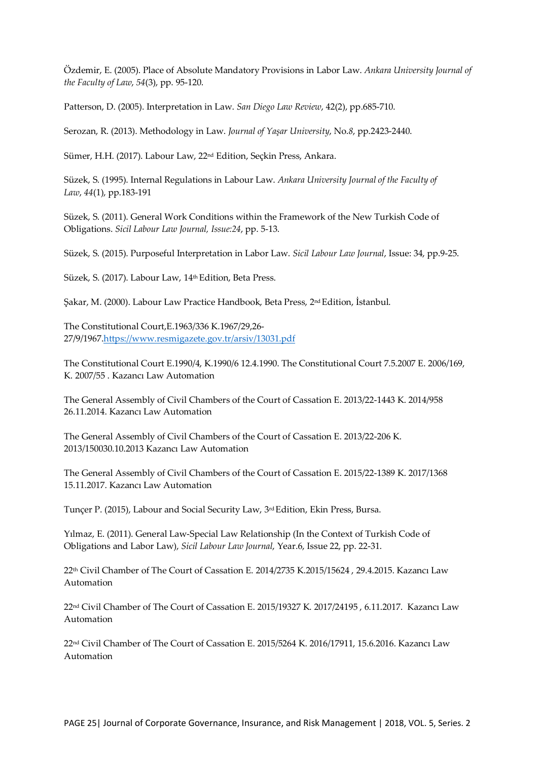Özdemir, E. (2005). Place of Absolute Mandatory Provisions in Labor Law. *Ankara University Journal of the Faculty of Law*, *54*(3), pp. 95-120.

Patterson, D. (2005). Interpretation in Law. *San Diego Law Review*, 42(2), pp.685-710.

Serozan, R. (2013). Methodology in Law. *Journal of Yaşar University*, No.*8*, pp.2423-2440.

Sümer, H.H. (2017). Labour Law, 22nd Edition, Seçkin Press, Ankara.

Süzek, S. (1995). Internal Regulations in Labour Law. *Ankara University Journal of the Faculty of Law*, *44*(1), pp.183-191

Süzek, S. (2011). General Work Conditions within the Framework of the New Turkish Code of Obligations. *Sicil Labour Law Journal, Issue:24*, pp. 5-13.

Süzek, S. (2015). Purposeful Interpretation in Labor Law. *Sicil Labour Law Journal*, Issue: 34, pp.9-25.

Süzek, S. (2017). Labour Law, 14th Edition, Beta Press.

Şakar, M. (2000). Labour Law Practice Handbook, Beta Press, 2nd Edition, İstanbul.

The Constitutional Court,E.1963/336 K.1967/29,26-27/9/1967.https://www.resmigazete.gov.tr/arsiv/13031.pdf

The Constitutional Court E.1990/4, K.1990/6 12.4.1990. The Constitutional Court 7.5.2007 E. 2006/169, K. 2007/55 . Kazancı Law Automation

The General Assembly of Civil Chambers of the Court of Cassation E. 2013/22-1443 K. 2014/958 26.11.2014. Kazancı Law Automation

The General Assembly of Civil Chambers of the Court of Cassation E. 2013/22-206 K. 2013/150030.10.2013 Kazancı Law Automation

The General Assembly of Civil Chambers of the Court of Cassation E. 2015/22-1389 K. 2017/1368 15.11.2017. Kazancı Law Automation

Tunçer P. (2015), Labour and Social Security Law, 3rd Edition, Ekin Press, Bursa.

Yılmaz, E. (2011). General Law-Special Law Relationship (In the Context of Turkish Code of Obligations and Labor Law), *Sicil Labour Law Journal*, Year.6, Issue 22, pp. 22-31.

22th Civil Chamber of The Court of Cassation E. 2014/2735 K.2015/15624 , 29.4.2015. Kazancı Law Automation

22nd Civil Chamber of The Court of Cassation E. 2015/19327 K. 2017/24195 , 6.11.2017. Kazancı Law Automation

22nd Civil Chamber of The Court of Cassation E. 2015/5264 K. 2016/17911, 15.6.2016. Kazancı Law Automation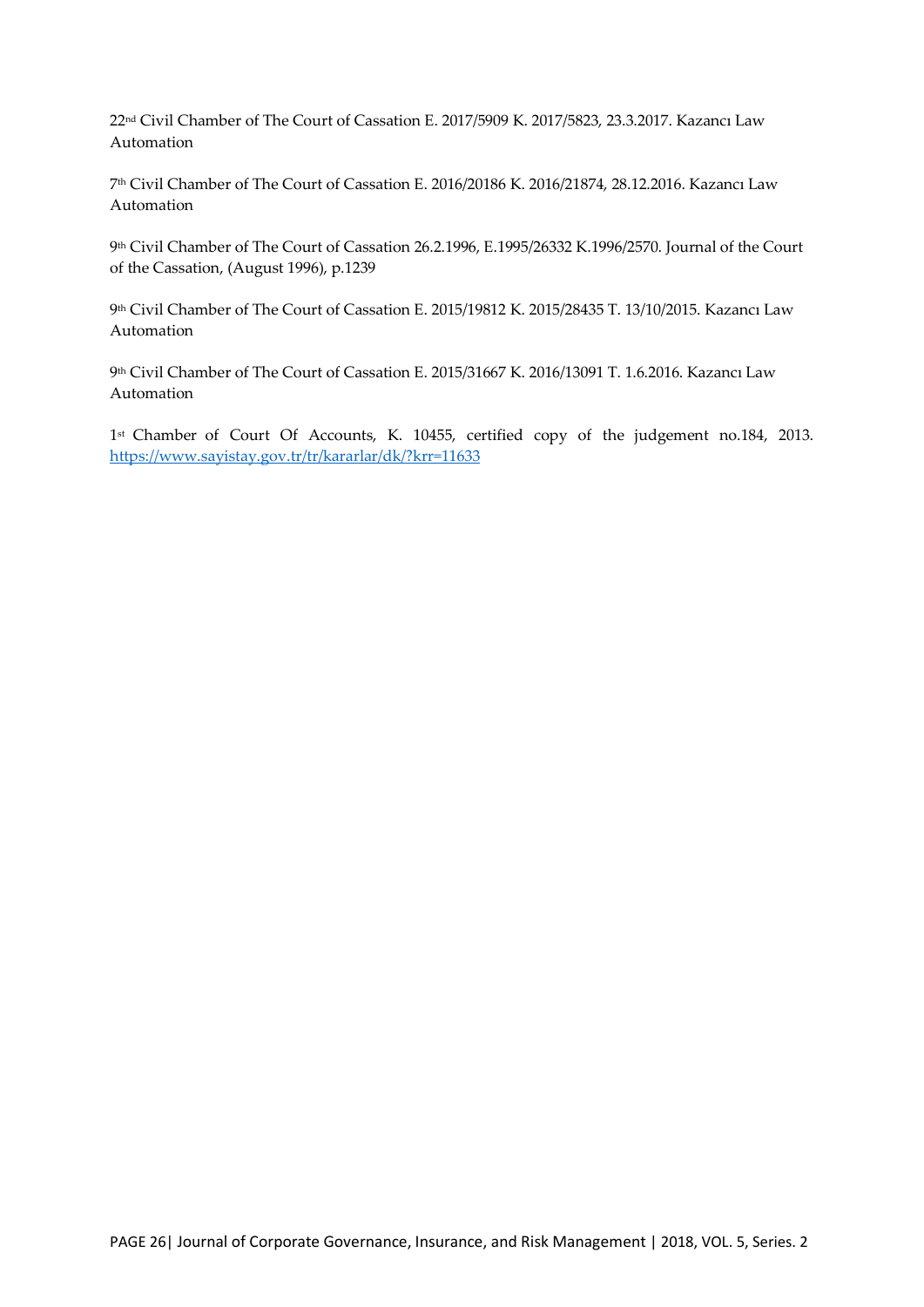22nd Civil Chamber of The Court of Cassation E. 2017/5909 K. 2017/5823, 23.3.2017. Kazancı Law Automation

7th Civil Chamber of The Court of Cassation E. 2016/20186 K. 2016/21874, 28.12.2016. Kazancı Law Automation

9th Civil Chamber of The Court of Cassation 26.2.1996, E.1995/26332 K.1996/2570. Journal of the Court of the Cassation, (August 1996), p.1239

9th Civil Chamber of The Court of Cassation E. 2015/19812 K. 2015/28435 T. 13/10/2015. Kazancı Law Automation

9th Civil Chamber of The Court of Cassation E. 2015/31667 K. 2016/13091 T. 1.6.2016. Kazancı Law Automation

1st Chamber of Court Of Accounts, K. 10455, certified copy of the judgement no.184, 2013. https://www.sayistay.gov.tr/tr/kararlar/dk/?krr=11633